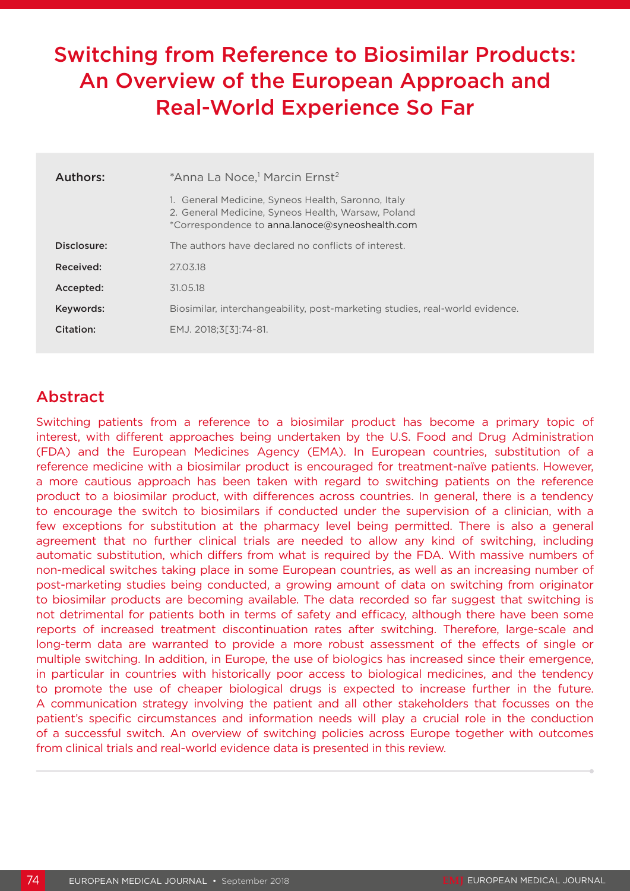# Switching from Reference to Biosimilar Products: An Overview of the European Approach and Real-World Experience So Far

| | |
|---|---|
| **Authors:** | *Anna La Noce,[1] Marcin Ernst[2]<br>1. General Medicine, Syneos Health, Saronno, Italy<br>2. General Medicine, Syneos Health, Warsaw, Poland<br>*Correspondence to anna.lanoce@syneoshealth.com |
| **Disclosure:** | The authors have declared no conflicts of interest. |
| **Received:** | 27.03.18 |
| **Accepted:** | 31.05.18 |
| **Keywords:** | Biosimilar, interchangeability, post-marketing studies, real-world evidence. |
| **Citation:** | EMJ. 2018;3[3]:74-81. |

## Abstract

Switching patients from a reference to a biosimilar product has become a primary topic of interest, with different approaches being undertaken by the U.S. Food and Drug Administration (FDA) and the European Medicines Agency (EMA). In European countries, substitution of a reference medicine with a biosimilar product is encouraged for treatment-naïve patients. However, a more cautious approach has been taken with regard to switching patients on the reference product to a biosimilar product, with differences across countries. In general, there is a tendency to encourage the switch to biosimilars if conducted under the supervision of a clinician, with a few exceptions for substitution at the pharmacy level being permitted. There is also a general agreement that no further clinical trials are needed to allow any kind of switching, including automatic substitution, which differs from what is required by the FDA. With massive numbers of non-medical switches taking place in some European countries, as well as an increasing number of post-marketing studies being conducted, a growing amount of data on switching from originator to biosimilar products are becoming available. The data recorded so far suggest that switching is not detrimental for patients both in terms of safety and efficacy, although there have been some reports of increased treatment discontinuation rates after switching. Therefore, large-scale and long-term data are warranted to provide a more robust assessment of the effects of single or multiple switching. In addition, in Europe, the use of biologics has increased since their emergence, in particular in countries with historically poor access to biological medicines, and the tendency to promote the use of cheaper biological drugs is expected to increase further in the future. A communication strategy involving the patient and all other stakeholders that focusses on the patient's specific circumstances and information needs will play a crucial role in the conduction of a successful switch. An overview of switching policies across Europe together with outcomes from clinical trials and real-world evidence data is presented in this review.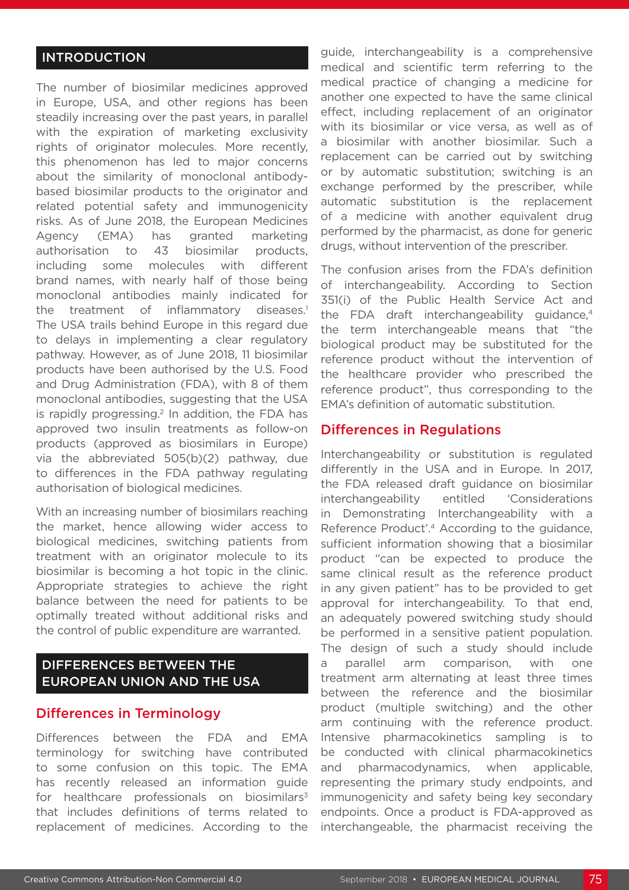## INTRODUCTION

The number of biosimilar medicines approved in Europe, USA, and other regions has been steadily increasing over the past years, in parallel with the expiration of marketing exclusivity rights of originator molecules. More recently, this phenomenon has led to major concerns about the similarity of monoclonal antibody-based biosimilar products to the originator and related potential safety and immunogenicity risks. As of June 2018, the European Medicines Agency (EMA) has granted marketing authorisation to 43 biosimilar products, including some molecules with different brand names, with nearly half of those being monoclonal antibodies mainly indicated for the treatment of inflammatory diseases.[1] The USA trails behind Europe in this regard due to delays in implementing a clear regulatory pathway. However, as of June 2018, 11 biosimilar products have been authorised by the U.S. Food and Drug Administration (FDA), with 8 of them monoclonal antibodies, suggesting that the USA is rapidly progressing.[2] In addition, the FDA has approved two insulin treatments as follow-on products (approved as biosimilars in Europe) via the abbreviated 505(b)(2) pathway, due to differences in the FDA pathway regulating authorisation of biological medicines.

With an increasing number of biosimilars reaching the market, hence allowing wider access to biological medicines, switching patients from treatment with an originator molecule to its biosimilar is becoming a hot topic in the clinic. Appropriate strategies to achieve the right balance between the need for patients to be optimally treated without additional risks and the control of public expenditure are warranted.

## DIFFERENCES BETWEEN THE EUROPEAN UNION AND THE USA

### Differences in Terminology

Differences between the FDA and EMA terminology for switching have contributed to some confusion on this topic. The EMA has recently released an information guide for healthcare professionals on biosimilars[3] that includes definitions of terms related to replacement of medicines. According to the guide, interchangeability is a comprehensive medical and scientific term referring to the medical practice of changing a medicine for another one expected to have the same clinical effect, including replacement of an originator with its biosimilar or vice versa, as well as of a biosimilar with another biosimilar. Such a replacement can be carried out by switching or by automatic substitution; switching is an exchange performed by the prescriber, while automatic substitution is the replacement of a medicine with another equivalent drug performed by the pharmacist, as done for generic drugs, without intervention of the prescriber.

The confusion arises from the FDA's definition of interchangeability. According to Section 351(i) of the Public Health Service Act and the FDA draft interchangeability guidance,[4] the term interchangeable means that "the biological product may be substituted for the reference product without the intervention of the healthcare provider who prescribed the reference product", thus corresponding to the EMA's definition of automatic substitution.

### Differences in Regulations

Interchangeability or substitution is regulated differently in the USA and in Europe. In 2017, the FDA released draft guidance on biosimilar interchangeability entitled 'Considerations in Demonstrating Interchangeability with a Reference Product'.[4] According to the guidance, sufficient information showing that a biosimilar product "can be expected to produce the same clinical result as the reference product in any given patient" has to be provided to get approval for interchangeability. To that end, an adequately powered switching study should be performed in a sensitive patient population. The design of such a study should include a parallel arm comparison, with one treatment arm alternating at least three times between the reference and the biosimilar product (multiple switching) and the other arm continuing with the reference product. Intensive pharmacokinetics sampling is to be conducted with clinical pharmacokinetics and pharmacodynamics, when applicable, representing the primary study endpoints, and immunogenicity and safety being key secondary endpoints. Once a product is FDA-approved as interchangeable, the pharmacist receiving the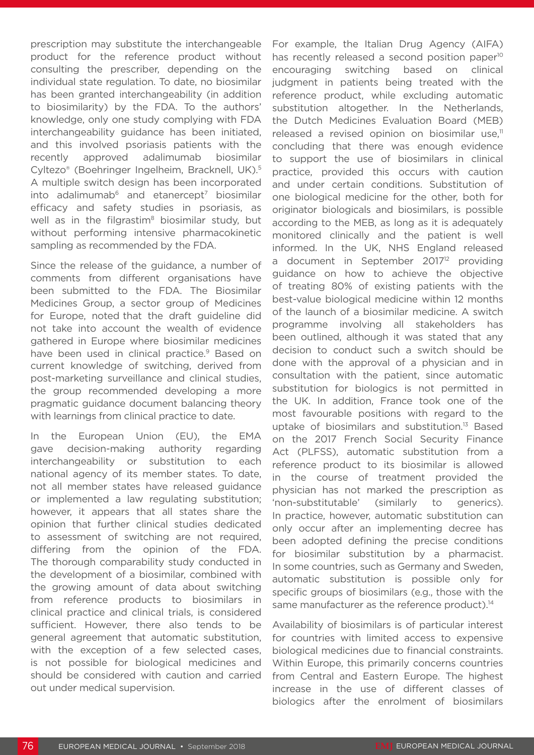prescription may substitute the interchangeable product for the reference product without consulting the prescriber, depending on the individual state regulation. To date, no biosimilar has been granted interchangeability (in addition to biosimilarity) by the FDA. To the authors' knowledge, only one study complying with FDA interchangeability guidance has been initiated, and this involved psoriasis patients with the recently approved adalimumab biosimilar Cyltezo® (Boehringer Ingelheim, Bracknell, UK).[5] A multiple switch design has been incorporated into adalimumab[6] and etanercept[7] biosimilar efficacy and safety studies in psoriasis, as well as in the filgrastim[8] biosimilar study, but without performing intensive pharmacokinetic sampling as recommended by the FDA.

Since the release of the guidance, a number of comments from different organisations have been submitted to the FDA. The Biosimilar Medicines Group, a sector group of Medicines for Europe, noted that the draft guideline did not take into account the wealth of evidence gathered in Europe where biosimilar medicines have been used in clinical practice.[9] Based on current knowledge of switching, derived from post-marketing surveillance and clinical studies, the group recommended developing a more pragmatic guidance document balancing theory with learnings from clinical practice to date.

In the European Union (EU), the EMA gave decision-making authority regarding interchangeability or substitution to each national agency of its member states. To date, not all member states have released guidance or implemented a law regulating substitution; however, it appears that all states share the opinion that further clinical studies dedicated to assessment of switching are not required, differing from the opinion of the FDA. The thorough comparability study conducted in the development of a biosimilar, combined with the growing amount of data about switching from reference products to biosimilars in clinical practice and clinical trials, is considered sufficient. However, there also tends to be general agreement that automatic substitution, with the exception of a few selected cases, is not possible for biological medicines and should be considered with caution and carried out under medical supervision.

For example, the Italian Drug Agency (AIFA) has recently released a second position paper[10] encouraging switching based on clinical judgment in patients being treated with the reference product, while excluding automatic substitution altogether. In the Netherlands, the Dutch Medicines Evaluation Board (MEB) released a revised opinion on biosimilar use,[11] concluding that there was enough evidence to support the use of biosimilars in clinical practice, provided this occurs with caution and under certain conditions. Substitution of one biological medicine for the other, both for originator biologicals and biosimilars, is possible according to the MEB, as long as it is adequately monitored clinically and the patient is well informed. In the UK, NHS England released a document in September 2017[12] providing guidance on how to achieve the objective of treating 80% of existing patients with the best-value biological medicine within 12 months of the launch of a biosimilar medicine. A switch programme involving all stakeholders has been outlined, although it was stated that any decision to conduct such a switch should be done with the approval of a physician and in consultation with the patient, since automatic substitution for biologics is not permitted in the UK. In addition, France took one of the most favourable positions with regard to the uptake of biosimilars and substitution.[13] Based on the 2017 French Social Security Finance Act (PLFSS), automatic substitution from a reference product to its biosimilar is allowed in the course of treatment provided the physician has not marked the prescription as 'non-substitutable' (similarly to generics). In practice, however, automatic substitution can only occur after an implementing decree has been adopted defining the precise conditions for biosimilar substitution by a pharmacist. In some countries, such as Germany and Sweden, automatic substitution is possible only for specific groups of biosimilars (e.g., those with the same manufacturer as the reference product).[14]

Availability of biosimilars is of particular interest for countries with limited access to expensive biological medicines due to financial constraints. Within Europe, this primarily concerns countries from Central and Eastern Europe. The highest increase in the use of different classes of biologics after the enrolment of biosimilars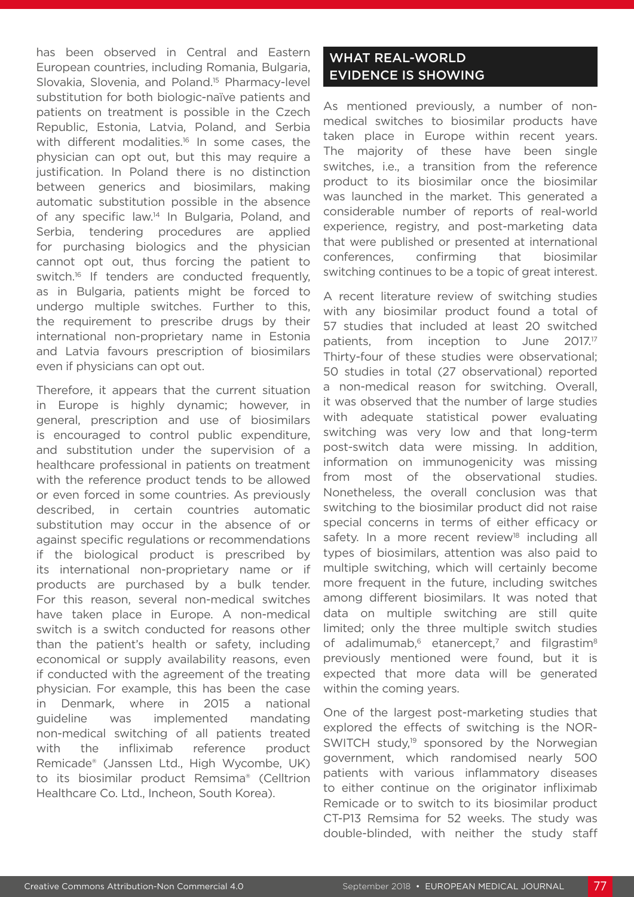has been observed in Central and Eastern European countries, including Romania, Bulgaria, Slovakia, Slovenia, and Poland.[15] Pharmacy-level substitution for both biologic-naïve patients and patients on treatment is possible in the Czech Republic, Estonia, Latvia, Poland, and Serbia with different modalities.[16] In some cases, the physician can opt out, but this may require a justification. In Poland there is no distinction between generics and biosimilars, making automatic substitution possible in the absence of any specific law.[14] In Bulgaria, Poland, and Serbia, tendering procedures are applied for purchasing biologics and the physician cannot opt out, thus forcing the patient to switch.[16] If tenders are conducted frequently, as in Bulgaria, patients might be forced to undergo multiple switches. Further to this, the requirement to prescribe drugs by their international non-proprietary name in Estonia and Latvia favours prescription of biosimilars even if physicians can opt out.

Therefore, it appears that the current situation in Europe is highly dynamic; however, in general, prescription and use of biosimilars is encouraged to control public expenditure, and substitution under the supervision of a healthcare professional in patients on treatment with the reference product tends to be allowed or even forced in some countries. As previously described, in certain countries automatic substitution may occur in the absence of or against specific regulations or recommendations if the biological product is prescribed by its international non-proprietary name or if products are purchased by a bulk tender. For this reason, several non-medical switches have taken place in Europe. A non-medical switch is a switch conducted for reasons other than the patient's health or safety, including economical or supply availability reasons, even if conducted with the agreement of the treating physician. For example, this has been the case in Denmark, where in 2015 a national guideline was implemented mandating non-medical switching of all patients treated with the infliximab reference product Remicade® (Janssen Ltd., High Wycombe, UK) to its biosimilar product Remsima® (Celltrion Healthcare Co. Ltd., Incheon, South Korea).

## WHAT REAL-WORLD EVIDENCE IS SHOWING

As mentioned previously, a number of non-medical switches to biosimilar products have taken place in Europe within recent years. The majority of these have been single switches, i.e., a transition from the reference product to its biosimilar once the biosimilar was launched in the market. This generated a considerable number of reports of real-world experience, registry, and post-marketing data that were published or presented at international conferences, confirming that biosimilar switching continues to be a topic of great interest.

A recent literature review of switching studies with any biosimilar product found a total of 57 studies that included at least 20 switched patients, from inception to June 2017.[17] Thirty-four of these studies were observational; 50 studies in total (27 observational) reported a non-medical reason for switching. Overall, it was observed that the number of large studies with adequate statistical power evaluating switching was very low and that long-term post-switch data were missing. In addition, information on immunogenicity was missing from most of the observational studies. Nonetheless, the overall conclusion was that switching to the biosimilar product did not raise special concerns in terms of either efficacy or safety. In a more recent review[18] including all types of biosimilars, attention was also paid to multiple switching, which will certainly become more frequent in the future, including switches among different biosimilars. It was noted that data on multiple switching are still quite limited; only the three multiple switch studies of adalimumab,[6] etanercept,[7] and filgrastim[8] previously mentioned were found, but it is expected that more data will be generated within the coming years.

One of the largest post-marketing studies that explored the effects of switching is the NOR-SWITCH study,[19] sponsored by the Norwegian government, which randomised nearly 500 patients with various inflammatory diseases to either continue on the originator infliximab Remicade or to switch to its biosimilar product CT-P13 Remsima for 52 weeks. The study was double-blinded, with neither the study staff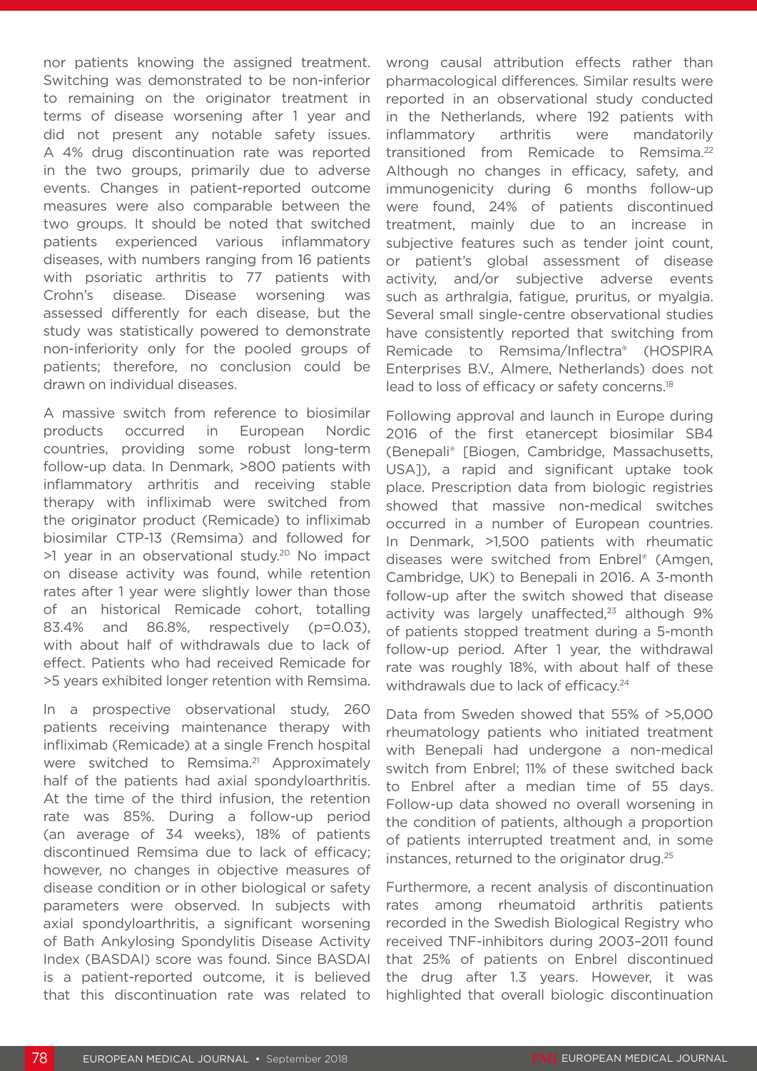nor patients knowing the assigned treatment. Switching was demonstrated to be non-inferior to remaining on the originator treatment in terms of disease worsening after 1 year and did not present any notable safety issues. A 4% drug discontinuation rate was reported in the two groups, primarily due to adverse events. Changes in patient-reported outcome measures were also comparable between the two groups. It should be noted that switched patients experienced various inflammatory diseases, with numbers ranging from 16 patients with psoriatic arthritis to 77 patients with Crohn's disease. Disease worsening was assessed differently for each disease, but the study was statistically powered to demonstrate non-inferiority only for the pooled groups of patients; therefore, no conclusion could be drawn on individual diseases.

A massive switch from reference to biosimilar products occurred in European Nordic countries, providing some robust long-term follow-up data. In Denmark, >800 patients with inflammatory arthritis and receiving stable therapy with infliximab were switched from the originator product (Remicade) to infliximab biosimilar CTP-13 (Remsima) and followed for >1 year in an observational study.[20] No impact on disease activity was found, while retention rates after 1 year were slightly lower than those of an historical Remicade cohort, totalling 83.4% and 86.8%, respectively (p=0.03), with about half of withdrawals due to lack of effect. Patients who had received Remicade for >5 years exhibited longer retention with Remsima.

In a prospective observational study, 260 patients receiving maintenance therapy with infliximab (Remicade) at a single French hospital were switched to Remsima.[21] Approximately half of the patients had axial spondyloarthritis. At the time of the third infusion, the retention rate was 85%. During a follow-up period (an average of 34 weeks), 18% of patients discontinued Remsima due to lack of efficacy; however, no changes in objective measures of disease condition or in other biological or safety parameters were observed. In subjects with axial spondyloarthritis, a significant worsening of Bath Ankylosing Spondylitis Disease Activity Index (BASDAI) score was found. Since BASDAI is a patient-reported outcome, it is believed that this discontinuation rate was related to wrong causal attribution effects rather than pharmacological differences. Similar results were reported in an observational study conducted in the Netherlands, where 192 patients with inflammatory arthritis were mandatorily transitioned from Remicade to Remsima.[22] Although no changes in efficacy, safety, and immunogenicity during 6 months follow-up were found, 24% of patients discontinued treatment, mainly due to an increase in subjective features such as tender joint count, or patient's global assessment of disease activity, and/or subjective adverse events such as arthralgia, fatigue, pruritus, or myalgia. Several small single-centre observational studies have consistently reported that switching from Remicade to Remsima/Inflectra® (HOSPIRA Enterprises B.V., Almere, Netherlands) does not lead to loss of efficacy or safety concerns.[18]

Following approval and launch in Europe during 2016 of the first etanercept biosimilar SB4 (Benepali® [Biogen, Cambridge, Massachusetts, USA]), a rapid and significant uptake took place. Prescription data from biologic registries showed that massive non-medical switches occurred in a number of European countries. In Denmark, >1,500 patients with rheumatic diseases were switched from Enbrel® (Amgen, Cambridge, UK) to Benepali in 2016. A 3-month follow-up after the switch showed that disease activity was largely unaffected,[23] although 9% of patients stopped treatment during a 5-month follow-up period. After 1 year, the withdrawal rate was roughly 18%, with about half of these withdrawals due to lack of efficacy.[24]

Data from Sweden showed that 55% of >5,000 rheumatology patients who initiated treatment with Benepali had undergone a non-medical switch from Enbrel; 11% of these switched back to Enbrel after a median time of 55 days. Follow-up data showed no overall worsening in the condition of patients, although a proportion of patients interrupted treatment and, in some instances, returned to the originator drug.[25]

Furthermore, a recent analysis of discontinuation rates among rheumatoid arthritis patients recorded in the Swedish Biological Registry who received TNF-inhibitors during 2003–2011 found that 25% of patients on Enbrel discontinued the drug after 1.3 years. However, it was highlighted that overall biologic discontinuation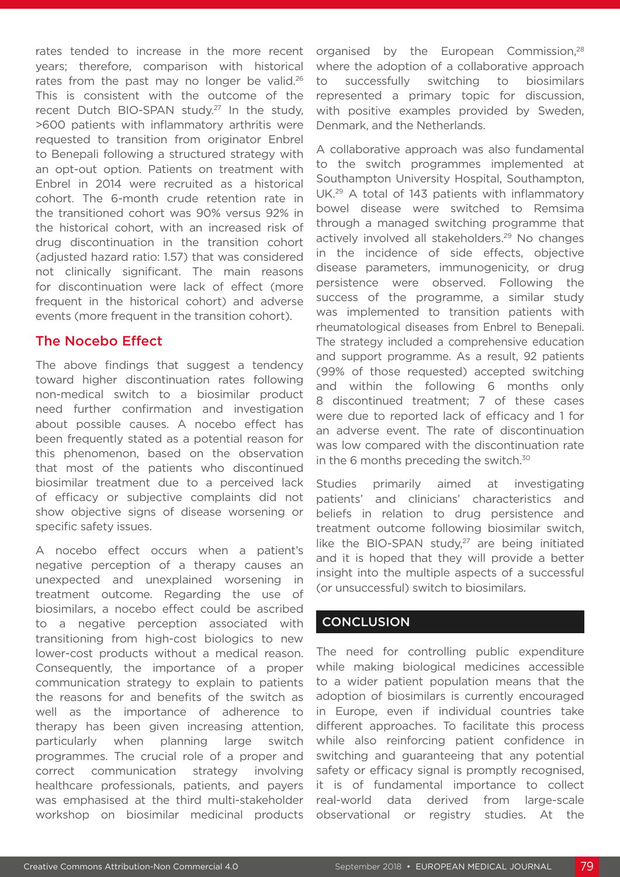rates tended to increase in the more recent years; therefore, comparison with historical rates from the past may no longer be valid.[26] This is consistent with the outcome of the recent Dutch BIO-SPAN study.[27] In the study, >600 patients with inflammatory arthritis were requested to transition from originator Enbrel to Benepali following a structured strategy with an opt-out option. Patients on treatment with Enbrel in 2014 were recruited as a historical cohort. The 6-month crude retention rate in the transitioned cohort was 90% versus 92% in the historical cohort, with an increased risk of drug discontinuation in the transition cohort (adjusted hazard ratio: 1.57) that was considered not clinically significant. The main reasons for discontinuation were lack of effect (more frequent in the historical cohort) and adverse events (more frequent in the transition cohort).

## The Nocebo Effect

The above findings that suggest a tendency toward higher discontinuation rates following non-medical switch to a biosimilar product need further confirmation and investigation about possible causes. A nocebo effect has been frequently stated as a potential reason for this phenomenon, based on the observation that most of the patients who discontinued biosimilar treatment due to a perceived lack of efficacy or subjective complaints did not show objective signs of disease worsening or specific safety issues.

A nocebo effect occurs when a patient's negative perception of a therapy causes an unexpected and unexplained worsening in treatment outcome. Regarding the use of biosimilars, a nocebo effect could be ascribed to a negative perception associated with transitioning from high-cost biologics to new lower-cost products without a medical reason. Consequently, the importance of a proper communication strategy to explain to patients the reasons for and benefits of the switch as well as the importance of adherence to therapy has been given increasing attention, particularly when planning large switch programmes. The crucial role of a proper and correct communication strategy involving healthcare professionals, patients, and payers was emphasised at the third multi-stakeholder workshop on biosimilar medicinal products organised by the European Commission,[28] where the adoption of a collaborative approach to successfully switching to biosimilars represented a primary topic for discussion, with positive examples provided by Sweden, Denmark, and the Netherlands.

A collaborative approach was also fundamental to the switch programmes implemented at Southampton University Hospital, Southampton, UK.[29] A total of 143 patients with inflammatory bowel disease were switched to Remsima through a managed switching programme that actively involved all stakeholders.[29] No changes in the incidence of side effects, objective disease parameters, immunogenicity, or drug persistence were observed. Following the success of the programme, a similar study was implemented to transition patients with rheumatological diseases from Enbrel to Benepali. The strategy included a comprehensive education and support programme. As a result, 92 patients (99% of those requested) accepted switching and within the following 6 months only 8 discontinued treatment; 7 of these cases were due to reported lack of efficacy and 1 for an adverse event. The rate of discontinuation was low compared with the discontinuation rate in the 6 months preceding the switch.[30]

Studies primarily aimed at investigating patients' and clinicians' characteristics and beliefs in relation to drug persistence and treatment outcome following biosimilar switch, like the BIO-SPAN study,[27] are being initiated and it is hoped that they will provide a better insight into the multiple aspects of a successful (or unsuccessful) switch to biosimilars.

## CONCLUSION

The need for controlling public expenditure while making biological medicines accessible to a wider patient population means that the adoption of biosimilars is currently encouraged in Europe, even if individual countries take different approaches. To facilitate this process while also reinforcing patient confidence in switching and guaranteeing that any potential safety or efficacy signal is promptly recognised, it is of fundamental importance to collect real-world data derived from large-scale observational or registry studies. At the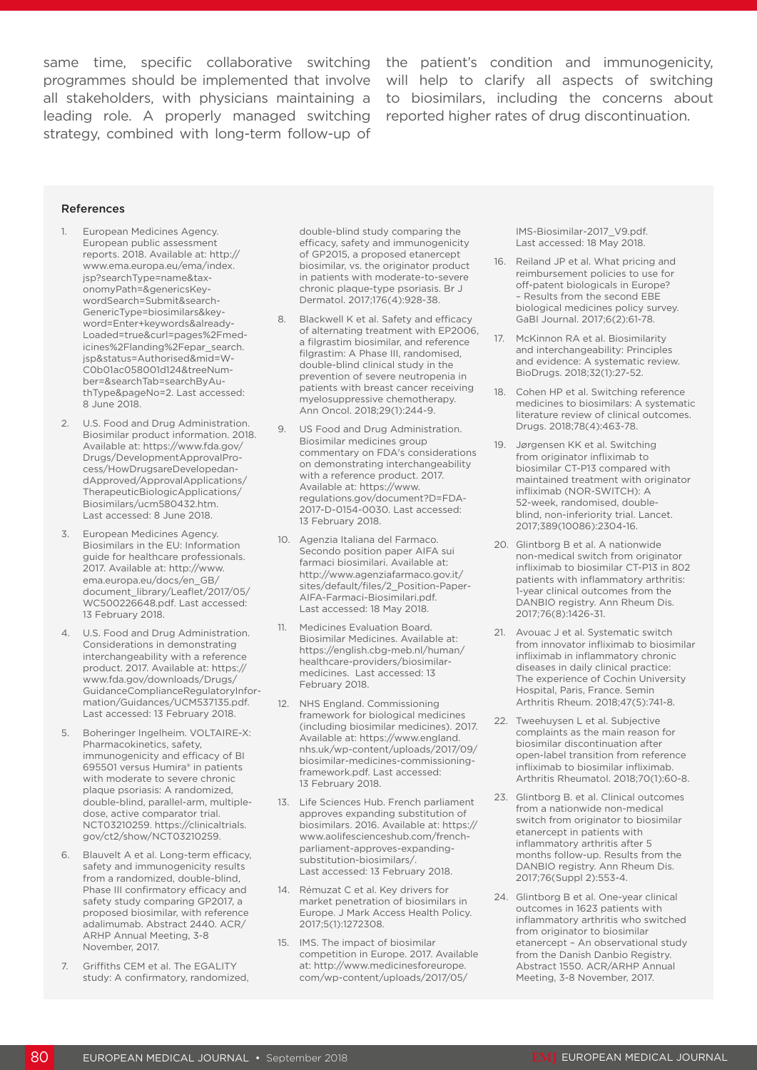same time, specific collaborative switching programmes should be implemented that involve all stakeholders, with physicians maintaining a leading role. A properly managed switching strategy, combined with long-term follow-up of the patient's condition and immunogenicity, will help to clarify all aspects of switching to biosimilars, including the concerns about reported higher rates of drug discontinuation.

### References

1. European Medicines Agency. European public assessment reports. 2018. Available at: http://www.ema.europa.eu/ema/index.jsp?searchType=name&taxonomyPath=&genericsKeywordSearch=Submit&searchGenericType=biosimilars&keyword=Enter+keywords&alreadyLoaded=true&curl=pages%2Fmedicines%2Flanding%2Fepar_search.jsp&status=Authorised&mid=WC0b01ac058001d124&treeNumber=&searchTab=searchByAuthType&pageNo=2. Last accessed: 8 June 2018.
2. U.S. Food and Drug Administration. Biosimilar product information. 2018. Available at: https://www.fda.gov/Drugs/DevelopmentApprovalProcess/HowDrugsareDevelopedandApproved/ApprovalApplications/TherapeuticBiologicApplications/Biosimilars/ucm580432.htm. Last accessed: 8 June 2018.
3. European Medicines Agency. Biosimilars in the EU: Information guide for healthcare professionals. 2017. Available at: http://www.ema.europa.eu/docs/en_GB/document_library/Leaflet/2017/05/WC500226648.pdf. Last accessed: 13 February 2018.
4. U.S. Food and Drug Administration. Considerations in demonstrating interchangeability with a reference product. 2017. Available at: https://www.fda.gov/downloads/Drugs/GuidanceComplianceRegulatoryInformation/Guidances/UCM537135.pdf. Last accessed: 13 February 2018.
5. Boheringer Ingelheim. VOLTAIRE-X: Pharmacokinetics, safety, immunogenicity and efficacy of BI 695501 versus Humira® in patients with moderate to severe chronic plaque psoriasis: A randomized, double-blind, parallel-arm, multiple-dose, active comparator trial. NCT03210259. https://clinicaltrials.gov/ct2/show/NCT03210259.
6. Blauvelt A et al. Long-term efficacy, safety and immunogenicity results from a randomized, double-blind, Phase III confirmatory efficacy and safety study comparing GP2017, a proposed biosimilar, with reference adalimumab. Abstract 2440. ACR/ARHP Annual Meeting, 3-8 November, 2017.
7. Griffiths CEM et al. The EGALITY study: A confirmatory, randomized, double-blind study comparing the efficacy, safety and immunogenicity of GP2015, a proposed etanercept biosimilar, vs. the originator product in patients with moderate-to-severe chronic plaque-type psoriasis. Br J Dermatol. 2017;176(4):928-38.
8. Blackwell K et al. Safety and efficacy of alternating treatment with EP2006, a filgrastim biosimilar, and reference filgrastim: A Phase III, randomised, double-blind clinical study in the prevention of severe neutropenia in patients with breast cancer receiving myelosuppressive chemotherapy. Ann Oncol. 2018;29(1):244-9.
9. US Food and Drug Administration. Biosimilar medicines group commentary on FDA's considerations on demonstrating interchangeability with a reference product. 2017. Available at: https://www.regulations.gov/document?D=FDA-2017-D-0154-0030. Last accessed: 13 February 2018.
10. Agenzia Italiana del Farmaco. Secondo position paper AIFA sui farmaci biosimilari. Available at: http://www.agenziafarmaco.gov.it/sites/default/files/2_Position-Paper-AIFA-Farmaci-Biosimilari.pdf. Last accessed: 18 May 2018.
11. Medicines Evaluation Board. Biosimilar Medicines. Available at: https://english.cbg-meb.nl/human/healthcare-providers/biosimilar-medicines. Last accessed: 13 February 2018.
12. NHS England. Commissioning framework for biological medicines (including biosimilar medicines). 2017. Available at: https://www.england.nhs.uk/wp-content/uploads/2017/09/biosimilar-medicines-commissioning-framework.pdf. Last accessed: 13 February 2018.
13. Life Sciences Hub. French parliament approves expanding substitution of biosimilars. 2016. Available at: https://www.aolifescienceshub.com/french-parliament-approves-expanding-substitution-biosimilars/. Last accessed: 13 February 2018.
14. Rémuzat C et al. Key drivers for market penetration of biosimilars in Europe. J Mark Access Health Policy. 2017;5(1):1272308.
15. IMS. The impact of biosimilar competition in Europe. 2017. Available at: http://www.medicinesforeurope.com/wp-content/uploads/2017/05/IMS-Biosimilar-2017_V9.pdf. Last accessed: 18 May 2018.
16. Reiland JP et al. What pricing and reimbursement policies to use for off-patent biologicals in Europe? – Results from the second EBE biological medicines policy survey. GaBI Journal. 2017;6(2):61-78.
17. McKinnon RA et al. Biosimilarity and interchangeability: Principles and evidence: A systematic review. BioDrugs. 2018;32(1):27-52.
18. Cohen HP et al. Switching reference medicines to biosimilars: A systematic literature review of clinical outcomes. Drugs. 2018;78(4):463-78.
19. Jørgensen KK et al. Switching from originator infliximab to biosimilar CT-P13 compared with maintained treatment with originator infliximab (NOR-SWITCH): A 52-week, randomised, double-blind, non-inferiority trial. Lancet. 2017;389(10086):2304-16.
20. Glintborg B et al. A nationwide non-medical switch from originator infliximab to biosimilar CT-P13 in 802 patients with inflammatory arthritis: 1-year clinical outcomes from the DANBIO registry. Ann Rheum Dis. 2017;76(8):1426-31.
21. Avouac J et al. Systematic switch from innovator infliximab to biosimilar infliximab in inflammatory chronic diseases in daily clinical practice: The experience of Cochin University Hospital, Paris, France. Semin Arthritis Rheum. 2018;47(5):741-8.
22. Tweehuysen L et al. Subjective complaints as the main reason for biosimilar discontinuation after open-label transition from reference infliximab to biosimilar infliximab. Arthritis Rheumatol. 2018;70(1):60-8.
23. Glintborg B. et al. Clinical outcomes from a nationwide non-medical switch from originator to biosimilar etanercept in patients with inflammatory arthritis after 5 months follow-up. Results from the DANBIO registry. Ann Rheum Dis. 2017;76(Suppl 2):553-4.
24. Glintborg B et al. One-year clinical outcomes in 1623 patients with inflammatory arthritis who switched from originator to biosimilar etanercept – An observational study from the Danish Danbio Registry. Abstract 1550. ACR/ARHP Annual Meeting, 3-8 November, 2017.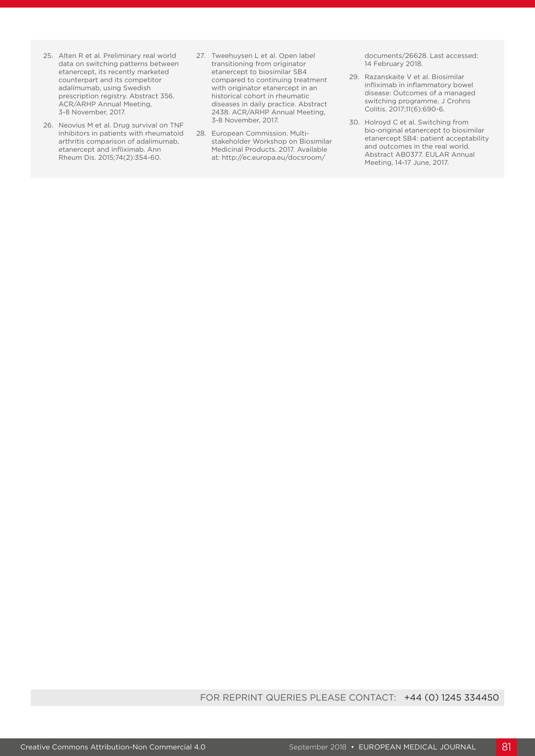25. Alten R et al. Preliminary real world data on switching patterns between etanercept, its recently marketed counterpart and its competitor adalimumab, using Swedish prescription registry. Abstract 356. ACR/ARHP Annual Meeting, 3-8 November, 2017.
26. Neovius M et al. Drug survival on TNF inhibitors in patients with rheumatoid arthritis comparison of adalimumab, etanercept and infliximab. Ann Rheum Dis. 2015;74(2):354-60.
27. Tweehuysen L et al. Open label transitioning from originator etanercept to biosimilar SB4 compared to continuing treatment with originator etanercept in an historical cohort in rheumatic diseases in daily practice. Abstract 2438. ACR/ARHP Annual Meeting, 3-8 November, 2017.
28. European Commission. Multi-stakeholder Workshop on Biosimilar Medicinal Products. 2017. Available at: http://ec.europa.eu/docsroom/documents/26628. Last accessed: 14 February 2018.
29. Razanskaite V et al. Biosimilar infliximab in inflammatory bowel disease: Outcomes of a managed switching programme. J Crohns Colitis. 2017;11(6):690-6.
30. Holroyd C et al. Switching from bio-original etanercept to biosimilar etanercept SB4: patient acceptability and outcomes in the real world. Abstract AB0377. EULAR Annual Meeting, 14-17 June, 2017.

FOR REPRINT QUERIES PLEASE CONTACT: +44 (0) 1245 334450